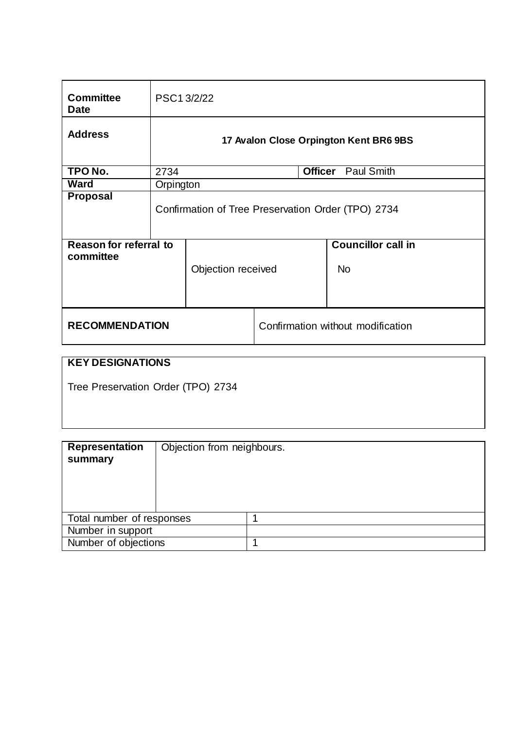| **Committee Date** | PSC1 3/2/22 | | |
|---|---|---|---|
| **Address** | **17 Avalon Close Orpington Kent BR6 9BS** | | |
| **TPO No.** | 2734 | **Officer** | Paul Smith |
| **Ward** | Orpington | | |
| **Proposal** | Confirmation of Tree Preservation Order (TPO) 2734 | | |

| **Reason for referral to committee** | Objection received | **Councillor call in** No |
|---|---|---|

| **RECOMMENDATION** | Confirmation without modification |
|---|---|

| **KEY DESIGNATIONS** |
|---|
| Tree Preservation Order (TPO) 2734 |

| **Representation summary** | Objection from neighbours. |
|---|---|
| Total number of responses | 1 |
| Number in support | |
| Number of objections | 1 |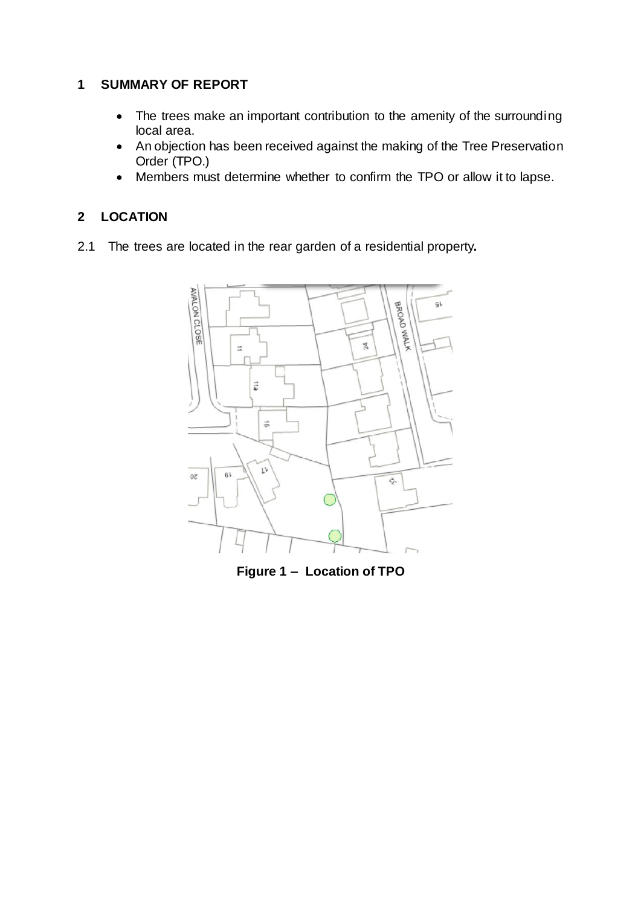## 1 SUMMARY OF REPORT

- The trees make an important contribution to the amenity of the surrounding local area.
- An objection has been received against the making of the Tree Preservation Order (TPO.)
- Members must determine whether to confirm the TPO or allow it to lapse.

## 2 LOCATION

2.1 The trees are located in the rear garden of a residential property**.**

**Figure 1 – Location of TPO**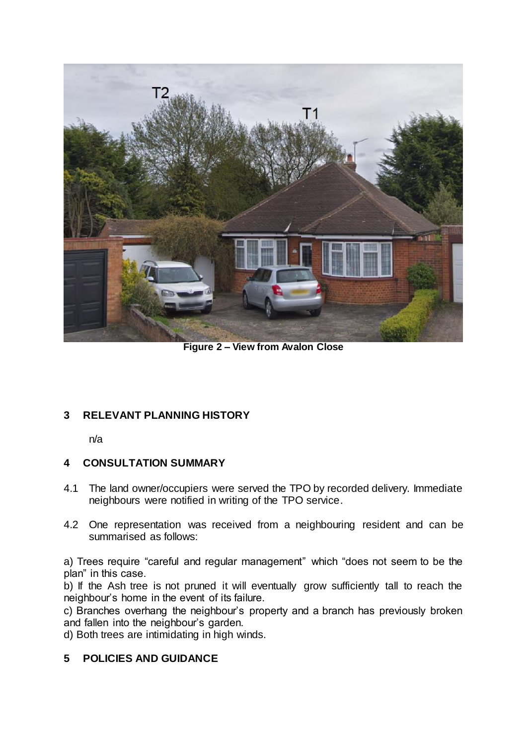**Figure 2 – View from Avalon Close**

## 3 RELEVANT PLANNING HISTORY

n/a

## 4 CONSULTATION SUMMARY

4.1 The land owner/occupiers were served the TPO by recorded delivery. Immediate neighbours were notified in writing of the TPO service.

4.2 One representation was received from a neighbouring resident and can be summarised as follows:

a) Trees require "careful and regular management" which "does not seem to be the plan" in this case.
b) If the Ash tree is not pruned it will eventually grow sufficiently tall to reach the neighbour's home in the event of its failure.
c) Branches overhang the neighbour's property and a branch has previously broken and fallen into the neighbour's garden.
d) Both trees are intimidating in high winds.

## 5 POLICIES AND GUIDANCE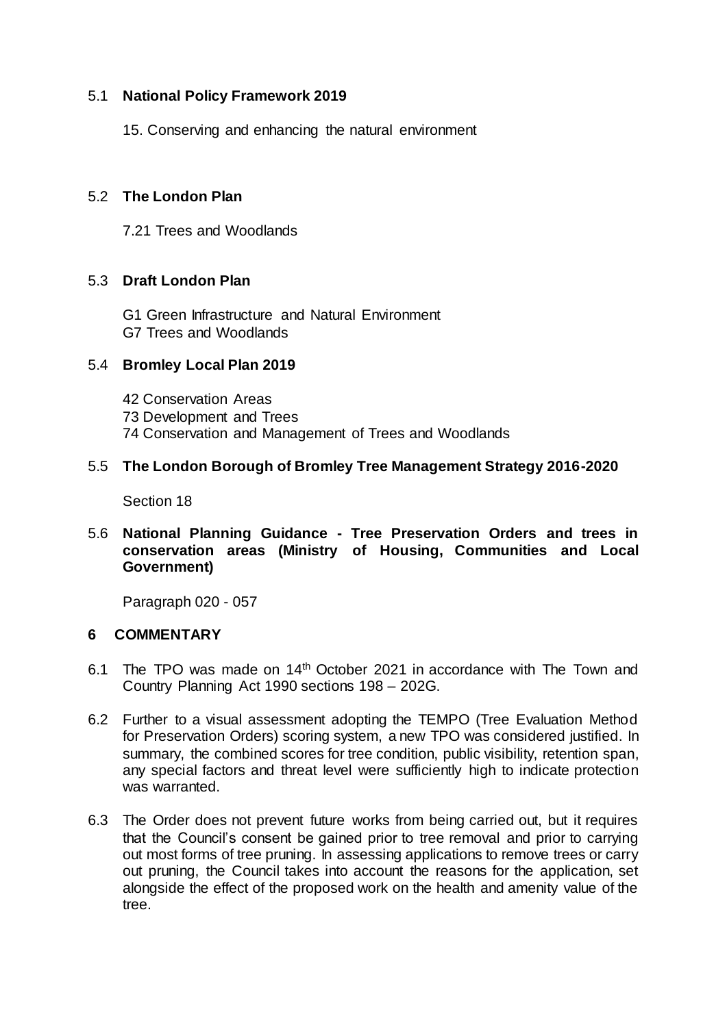### 5.1 **National Policy Framework 2019**

15. Conserving and enhancing the natural environment

### 5.2 **The London Plan**

7.21 Trees and Woodlands

### 5.3 **Draft London Plan**

G1 Green Infrastructure and Natural Environment
G7 Trees and Woodlands

### 5.4 **Bromley Local Plan 2019**

42 Conservation Areas
73 Development and Trees
74 Conservation and Management of Trees and Woodlands

### 5.5 **The London Borough of Bromley Tree Management Strategy 2016-2020**

Section 18

### 5.6 **National Planning Guidance - Tree Preservation Orders and trees in conservation areas (Ministry of Housing, Communities and Local Government)**

Paragraph 020 - 057

## 6 COMMENTARY

6.1 The TPO was made on 14th October 2021 in accordance with The Town and Country Planning Act 1990 sections 198 – 202G.

6.2 Further to a visual assessment adopting the TEMPO (Tree Evaluation Method for Preservation Orders) scoring system, a new TPO was considered justified. In summary, the combined scores for tree condition, public visibility, retention span, any special factors and threat level were sufficiently high to indicate protection was warranted.

6.3 The Order does not prevent future works from being carried out, but it requires that the Council's consent be gained prior to tree removal and prior to carrying out most forms of tree pruning. In assessing applications to remove trees or carry out pruning, the Council takes into account the reasons for the application, set alongside the effect of the proposed work on the health and amenity value of the tree.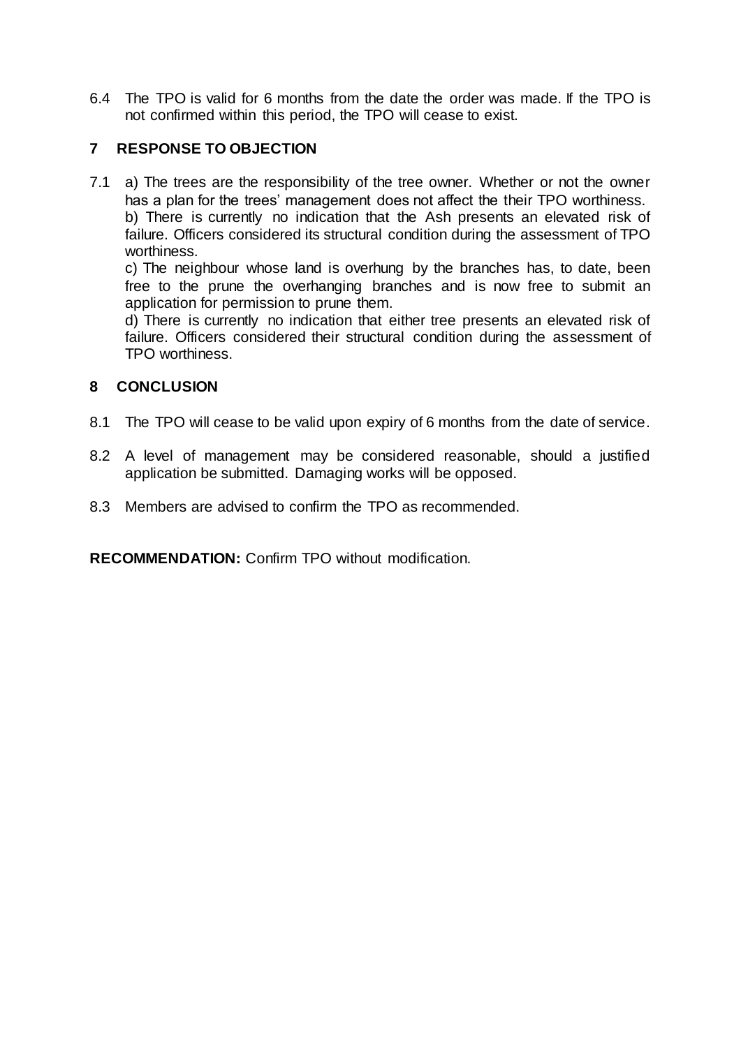6.4 The TPO is valid for 6 months from the date the order was made. If the TPO is not confirmed within this period, the TPO will cease to exist.

## 7 RESPONSE TO OBJECTION

7.1 a) The trees are the responsibility of the tree owner. Whether or not the owner has a plan for the trees' management does not affect the their TPO worthiness.
b) There is currently no indication that the Ash presents an elevated risk of failure. Officers considered its structural condition during the assessment of TPO worthiness.
c) The neighbour whose land is overhung by the branches has, to date, been free to the prune the overhanging branches and is now free to submit an application for permission to prune them.
d) There is currently no indication that either tree presents an elevated risk of failure. Officers considered their structural condition during the assessment of TPO worthiness.

## 8 CONCLUSION

8.1 The TPO will cease to be valid upon expiry of 6 months from the date of service.

8.2 A level of management may be considered reasonable, should a justified application be submitted. Damaging works will be opposed.

8.3 Members are advised to confirm the TPO as recommended.

**RECOMMENDATION:** Confirm TPO without modification.